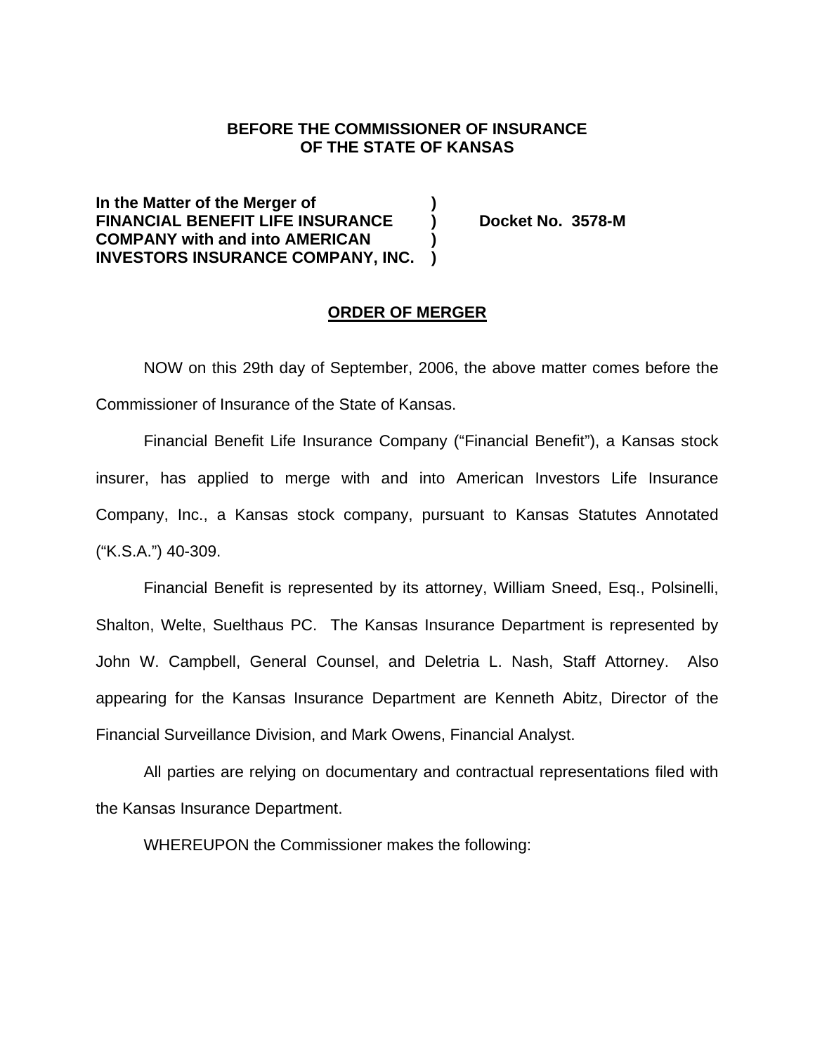**BEFORE THE COMMISSIONER OF INSURANCE**
**OF THE STATE OF KANSAS**

**In the Matter of the Merger of )**
**FINANCIAL BENEFIT LIFE INSURANCE ) Docket No. 3578-M**
**COMPANY with and into AMERICAN )**
**INVESTORS INSURANCE COMPANY, INC. )**

## ORDER OF MERGER

NOW on this 29th day of September, 2006, the above matter comes before the Commissioner of Insurance of the State of Kansas.

Financial Benefit Life Insurance Company ("Financial Benefit"), a Kansas stock insurer, has applied to merge with and into American Investors Life Insurance Company, Inc., a Kansas stock company, pursuant to Kansas Statutes Annotated ("K.S.A.") 40-309.

Financial Benefit is represented by its attorney, William Sneed, Esq., Polsinelli, Shalton, Welte, Suelthaus PC. The Kansas Insurance Department is represented by John W. Campbell, General Counsel, and Deletria L. Nash, Staff Attorney. Also appearing for the Kansas Insurance Department are Kenneth Abitz, Director of the Financial Surveillance Division, and Mark Owens, Financial Analyst.

All parties are relying on documentary and contractual representations filed with the Kansas Insurance Department.

WHEREUPON the Commissioner makes the following: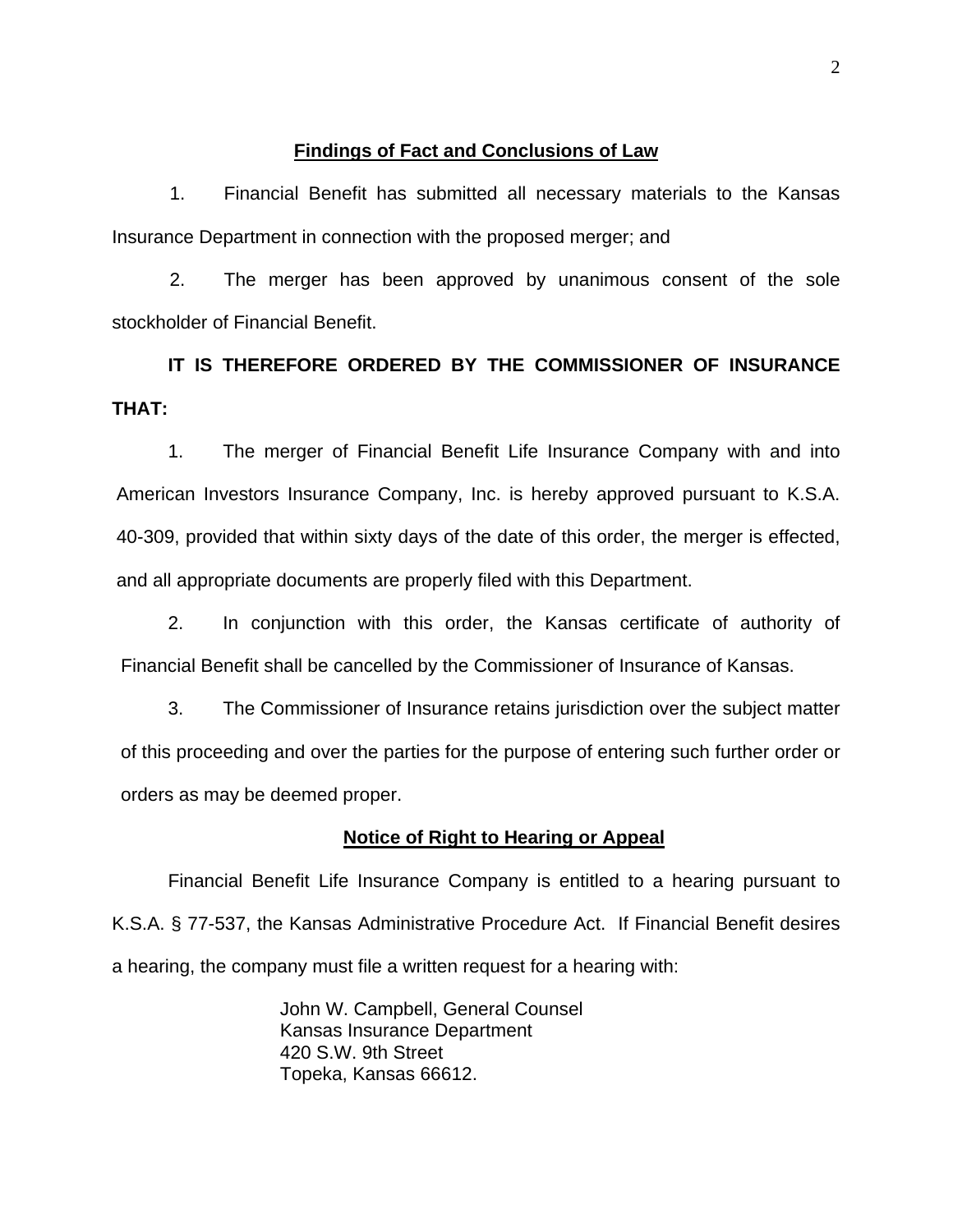## Findings of Fact and Conclusions of Law

1. Financial Benefit has submitted all necessary materials to the Kansas Insurance Department in connection with the proposed merger; and

2. The merger has been approved by unanimous consent of the sole stockholder of Financial Benefit.

**IT IS THEREFORE ORDERED BY THE COMMISSIONER OF INSURANCE THAT:**

1. The merger of Financial Benefit Life Insurance Company with and into American Investors Insurance Company, Inc. is hereby approved pursuant to K.S.A. 40-309, provided that within sixty days of the date of this order, the merger is effected, and all appropriate documents are properly filed with this Department.

2. In conjunction with this order, the Kansas certificate of authority of Financial Benefit shall be cancelled by the Commissioner of Insurance of Kansas.

3. The Commissioner of Insurance retains jurisdiction over the subject matter of this proceeding and over the parties for the purpose of entering such further order or orders as may be deemed proper.

## Notice of Right to Hearing or Appeal

Financial Benefit Life Insurance Company is entitled to a hearing pursuant to K.S.A. § 77-537, the Kansas Administrative Procedure Act. If Financial Benefit desires a hearing, the company must file a written request for a hearing with:

John W. Campbell, General Counsel
Kansas Insurance Department
420 S.W. 9th Street
Topeka, Kansas 66612.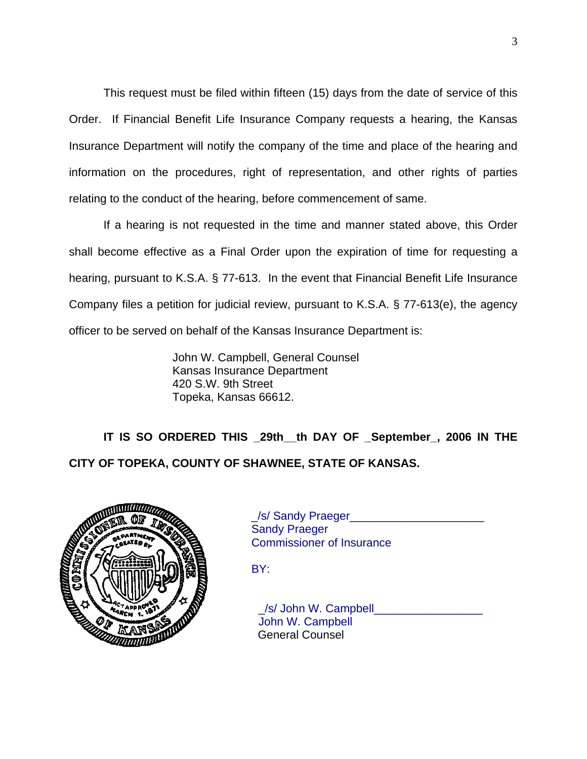This request must be filed within fifteen (15) days from the date of service of this Order. If Financial Benefit Life Insurance Company requests a hearing, the Kansas Insurance Department will notify the company of the time and place of the hearing and information on the procedures, right of representation, and other rights of parties relating to the conduct of the hearing, before commencement of same.

If a hearing is not requested in the time and manner stated above, this Order shall become effective as a Final Order upon the expiration of time for requesting a hearing, pursuant to K.S.A. § 77-613. In the event that Financial Benefit Life Insurance Company files a petition for judicial review, pursuant to K.S.A. § 77-613(e), the agency officer to be served on behalf of the Kansas Insurance Department is:

John W. Campbell, General Counsel  
Kansas Insurance Department  
420 S.W. 9th Street  
Topeka, Kansas 66612.

**IT IS SO ORDERED THIS _29th__th DAY OF _September_, 2006 IN THE CITY OF TOPEKA, COUNTY OF SHAWNEE, STATE OF KANSAS.**

_/s/ Sandy Praeger____________________  
Sandy Praeger  
Commissioner of Insurance

BY:

_/s/ John W. Campbell________________  
John W. Campbell  
General Counsel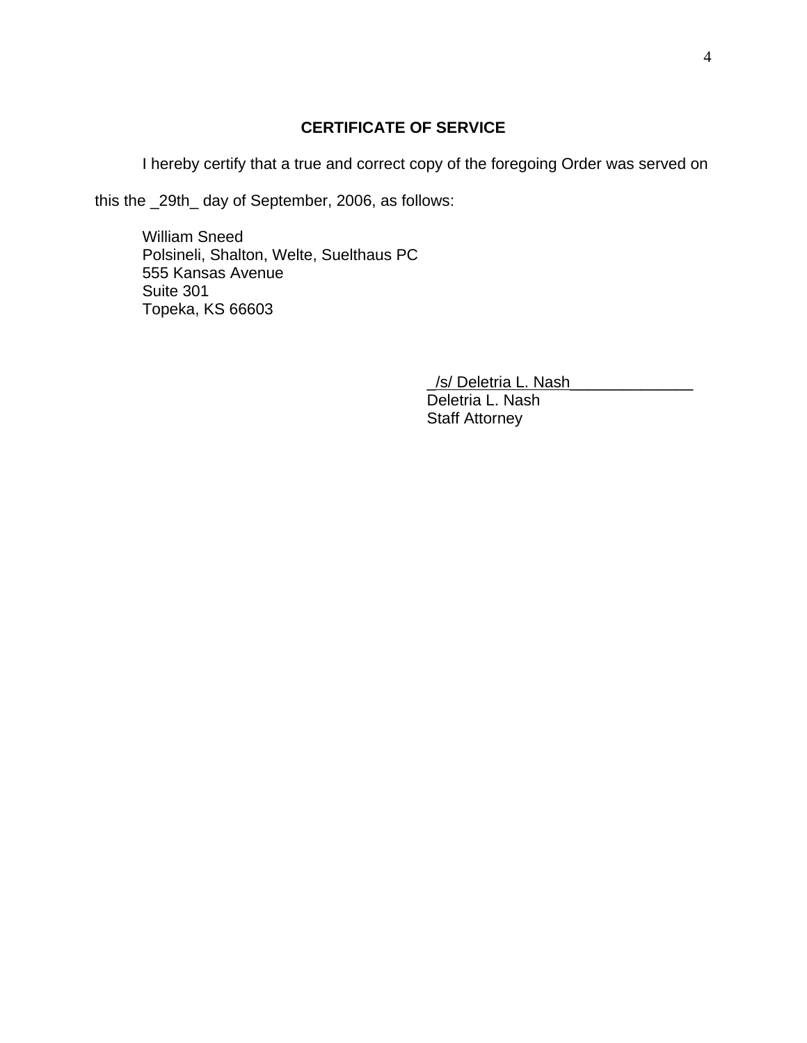## CERTIFICATE OF SERVICE

I hereby certify that a true and correct copy of the foregoing Order was served on this the _29th_ day of September, 2006, as follows:

William Sneed  
Polsineli, Shalton, Welte, Suelthaus PC  
555 Kansas Avenue  
Suite 301  
Topeka, KS 66603

_/s/ Deletria L. Nash______________  
Deletria L. Nash  
Staff Attorney